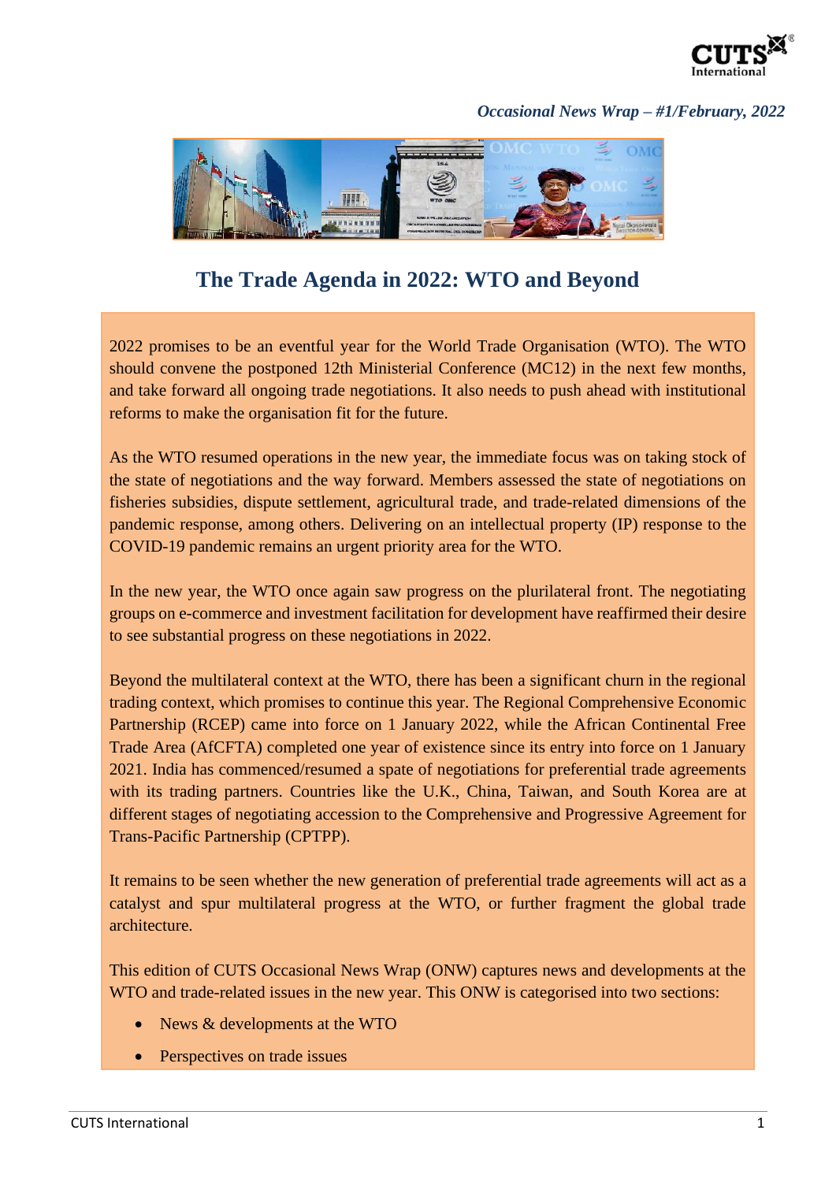*Occasional News Wrap – #1/February, 2022*

# The Trade Agenda in 2022: WTO and Beyond

2022 promises to be an eventful year for the World Trade Organisation (WTO). The WTO should convene the postponed 12th Ministerial Conference (MC12) in the next few months, and take forward all ongoing trade negotiations. It also needs to push ahead with institutional reforms to make the organisation fit for the future.

As the WTO resumed operations in the new year, the immediate focus was on taking stock of the state of negotiations and the way forward. Members assessed the state of negotiations on fisheries subsidies, dispute settlement, agricultural trade, and trade-related dimensions of the pandemic response, among others. Delivering on an intellectual property (IP) response to the COVID-19 pandemic remains an urgent priority area for the WTO.

In the new year, the WTO once again saw progress on the plurilateral front. The negotiating groups on e-commerce and investment facilitation for development have reaffirmed their desire to see substantial progress on these negotiations in 2022.

Beyond the multilateral context at the WTO, there has been a significant churn in the regional trading context, which promises to continue this year. The Regional Comprehensive Economic Partnership (RCEP) came into force on 1 January 2022, while the African Continental Free Trade Area (AfCFTA) completed one year of existence since its entry into force on 1 January 2021. India has commenced/resumed a spate of negotiations for preferential trade agreements with its trading partners. Countries like the U.K., China, Taiwan, and South Korea are at different stages of negotiating accession to the Comprehensive and Progressive Agreement for Trans-Pacific Partnership (CPTPP).

It remains to be seen whether the new generation of preferential trade agreements will act as a catalyst and spur multilateral progress at the WTO, or further fragment the global trade architecture.

This edition of CUTS Occasional News Wrap (ONW) captures news and developments at the WTO and trade-related issues in the new year. This ONW is categorised into two sections:

- News & developments at the WTO
- Perspectives on trade issues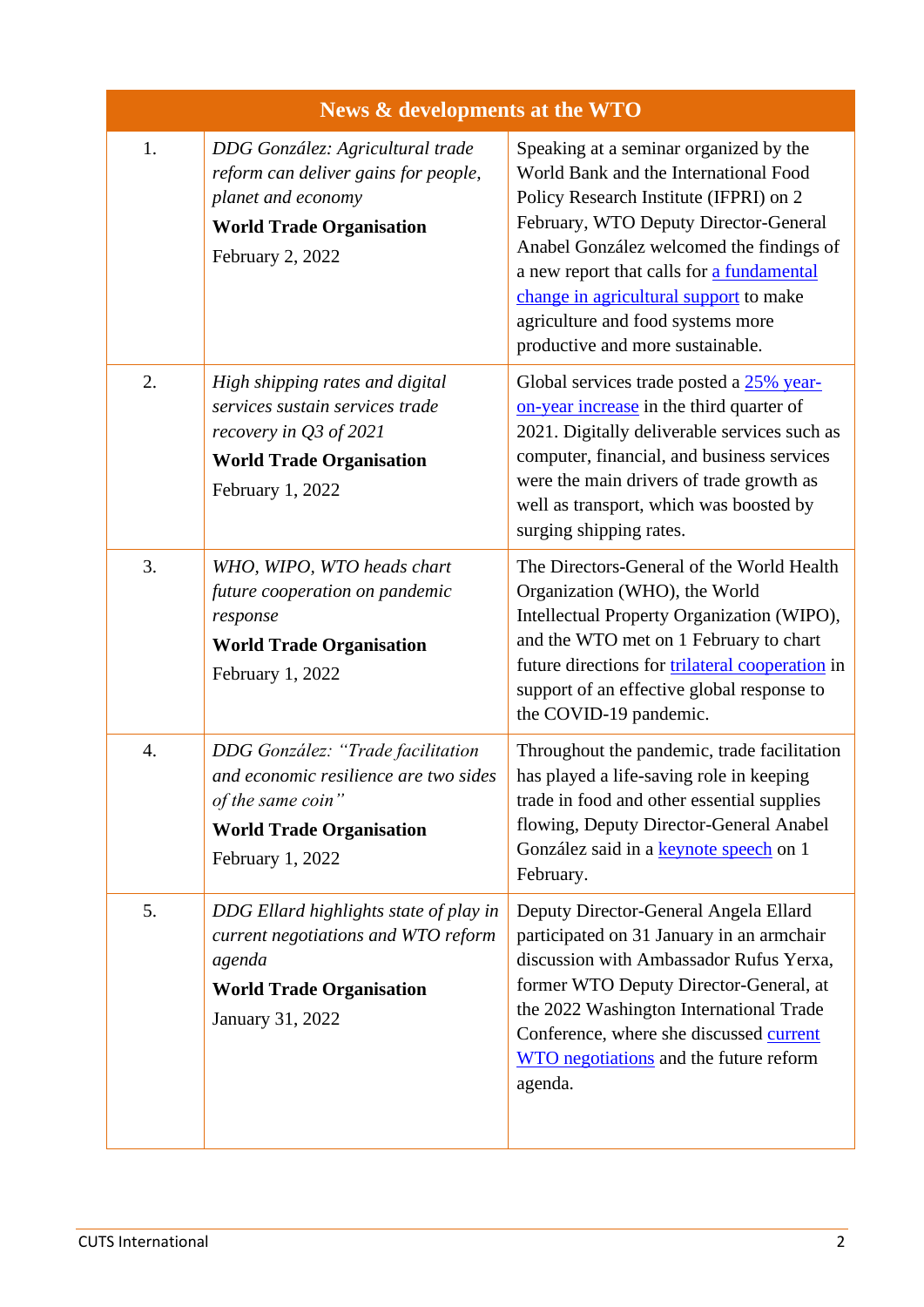| News & developments at the WTO | | |
|---|---|---|
| 1. | *DDG González: Agricultural trade reform can deliver gains for people, planet and economy*<br>**World Trade Organisation**<br>February 2, 2022 | Speaking at a seminar organized by the World Bank and the International Food Policy Research Institute (IFPRI) on 2 February, WTO Deputy Director-General Anabel González welcomed the findings of a new report that calls for a fundamental change in agricultural support to make agriculture and food systems more productive and more sustainable. |
| 2. | *High shipping rates and digital services sustain services trade recovery in Q3 of 2021*<br>**World Trade Organisation**<br>February 1, 2022 | Global services trade posted a 25% year-on-year increase in the third quarter of 2021. Digitally deliverable services such as computer, financial, and business services were the main drivers of trade growth as well as transport, which was boosted by surging shipping rates. |
| 3. | *WHO, WIPO, WTO heads chart future cooperation on pandemic response*<br>**World Trade Organisation**<br>February 1, 2022 | The Directors-General of the World Health Organization (WHO), the World Intellectual Property Organization (WIPO), and the WTO met on 1 February to chart future directions for trilateral cooperation in support of an effective global response to the COVID-19 pandemic. |
| 4. | *DDG González: "Trade facilitation and economic resilience are two sides of the same coin"*<br>**World Trade Organisation**<br>February 1, 2022 | Throughout the pandemic, trade facilitation has played a life-saving role in keeping trade in food and other essential supplies flowing, Deputy Director-General Anabel González said in a keynote speech on 1 February. |
| 5. | *DDG Ellard highlights state of play in current negotiations and WTO reform agenda*<br>**World Trade Organisation**<br>January 31, 2022 | Deputy Director-General Angela Ellard participated on 31 January in an armchair discussion with Ambassador Rufus Yerxa, former WTO Deputy Director-General, at the 2022 Washington International Trade Conference, where she discussed current WTO negotiations and the future reform agenda. |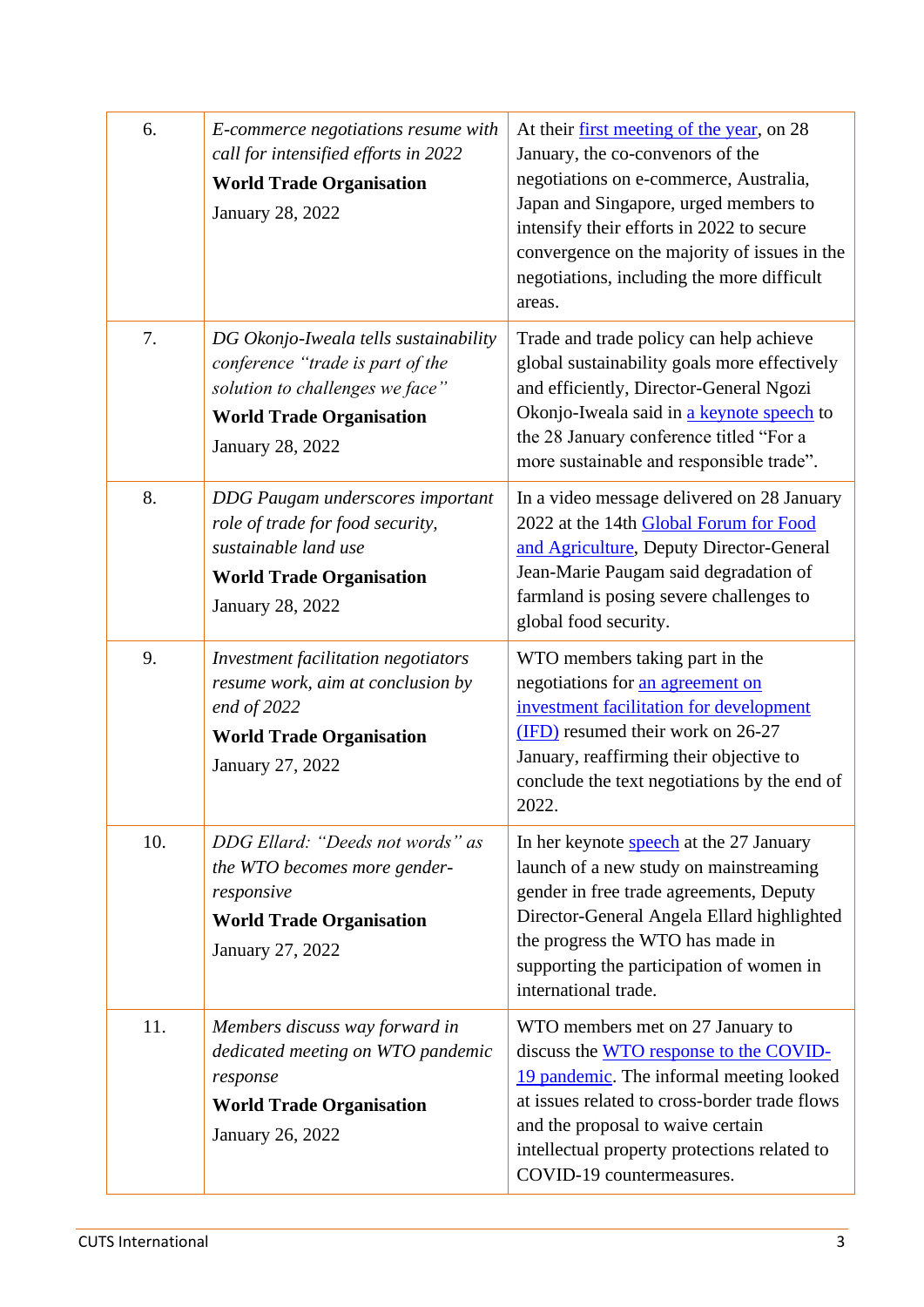| | | |
|---|---|---|
| 6. | *E-commerce negotiations resume with call for intensified efforts in 2022*<br>**World Trade Organisation**<br>January 28, 2022 | At their first meeting of the year, on 28 January, the co-convenors of the negotiations on e-commerce, Australia, Japan and Singapore, urged members to intensify their efforts in 2022 to secure convergence on the majority of issues in the negotiations, including the more difficult areas. |
| 7. | *DG Okonjo-Iweala tells sustainability conference "trade is part of the solution to challenges we face"*<br>**World Trade Organisation**<br>January 28, 2022 | Trade and trade policy can help achieve global sustainability goals more effectively and efficiently, Director-General Ngozi Okonjo-Iweala said in a keynote speech to the 28 January conference titled "For a more sustainable and responsible trade". |
| 8. | *DDG Paugam underscores important role of trade for food security, sustainable land use*<br>**World Trade Organisation**<br>January 28, 2022 | In a video message delivered on 28 January 2022 at the 14th Global Forum for Food and Agriculture, Deputy Director-General Jean-Marie Paugam said degradation of farmland is posing severe challenges to global food security. |
| 9. | *Investment facilitation negotiators resume work, aim at conclusion by end of 2022*<br>**World Trade Organisation**<br>January 27, 2022 | WTO members taking part in the negotiations for an agreement on investment facilitation for development (IFD) resumed their work on 26-27 January, reaffirming their objective to conclude the text negotiations by the end of 2022. |
| 10. | *DDG Ellard: "Deeds not words" as the WTO becomes more gender-responsive*<br>**World Trade Organisation**<br>January 27, 2022 | In her keynote speech at the 27 January launch of a new study on mainstreaming gender in free trade agreements, Deputy Director-General Angela Ellard highlighted the progress the WTO has made in supporting the participation of women in international trade. |
| 11. | *Members discuss way forward in dedicated meeting on WTO pandemic response*<br>**World Trade Organisation**<br>January 26, 2022 | WTO members met on 27 January to discuss the WTO response to the COVID-19 pandemic. The informal meeting looked at issues related to cross-border trade flows and the proposal to waive certain intellectual property protections related to COVID-19 countermeasures. |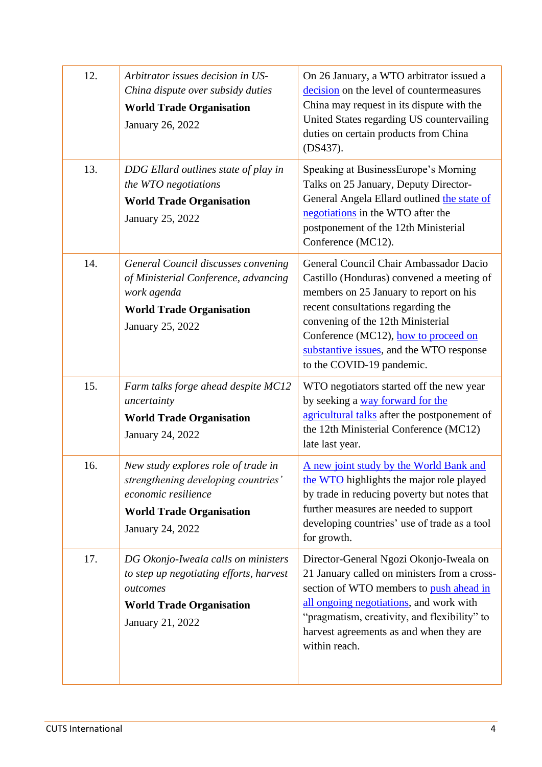| | | |
|---|---|---|
| 12. | *Arbitrator issues decision in US-China dispute over subsidy duties* **World Trade Organisation** January 26, 2022 | On 26 January, a WTO arbitrator issued a decision on the level of countermeasures China may request in its dispute with the United States regarding US countervailing duties on certain products from China (DS437). |
| 13. | *DDG Ellard outlines state of play in the WTO negotiations* **World Trade Organisation** January 25, 2022 | Speaking at BusinessEurope's Morning Talks on 25 January, Deputy Director-General Angela Ellard outlined the state of negotiations in the WTO after the postponement of the 12th Ministerial Conference (MC12). |
| 14. | *General Council discusses convening of Ministerial Conference, advancing work agenda* **World Trade Organisation** January 25, 2022 | General Council Chair Ambassador Dacio Castillo (Honduras) convened a meeting of members on 25 January to report on his recent consultations regarding the convening of the 12th Ministerial Conference (MC12), how to proceed on substantive issues, and the WTO response to the COVID-19 pandemic. |
| 15. | *Farm talks forge ahead despite MC12 uncertainty* **World Trade Organisation** January 24, 2022 | WTO negotiators started off the new year by seeking a way forward for the agricultural talks after the postponement of the 12th Ministerial Conference (MC12) late last year. |
| 16. | *New study explores role of trade in strengthening developing countries' economic resilience* **World Trade Organisation** January 24, 2022 | A new joint study by the World Bank and the WTO highlights the major role played by trade in reducing poverty but notes that further measures are needed to support developing countries' use of trade as a tool for growth. |
| 17. | *DG Okonjo-Iweala calls on ministers to step up negotiating efforts, harvest outcomes* **World Trade Organisation** January 21, 2022 | Director-General Ngozi Okonjo-Iweala on 21 January called on ministers from a cross-section of WTO members to push ahead in all ongoing negotiations, and work with "pragmatism, creativity, and flexibility" to harvest agreements as and when they are within reach. |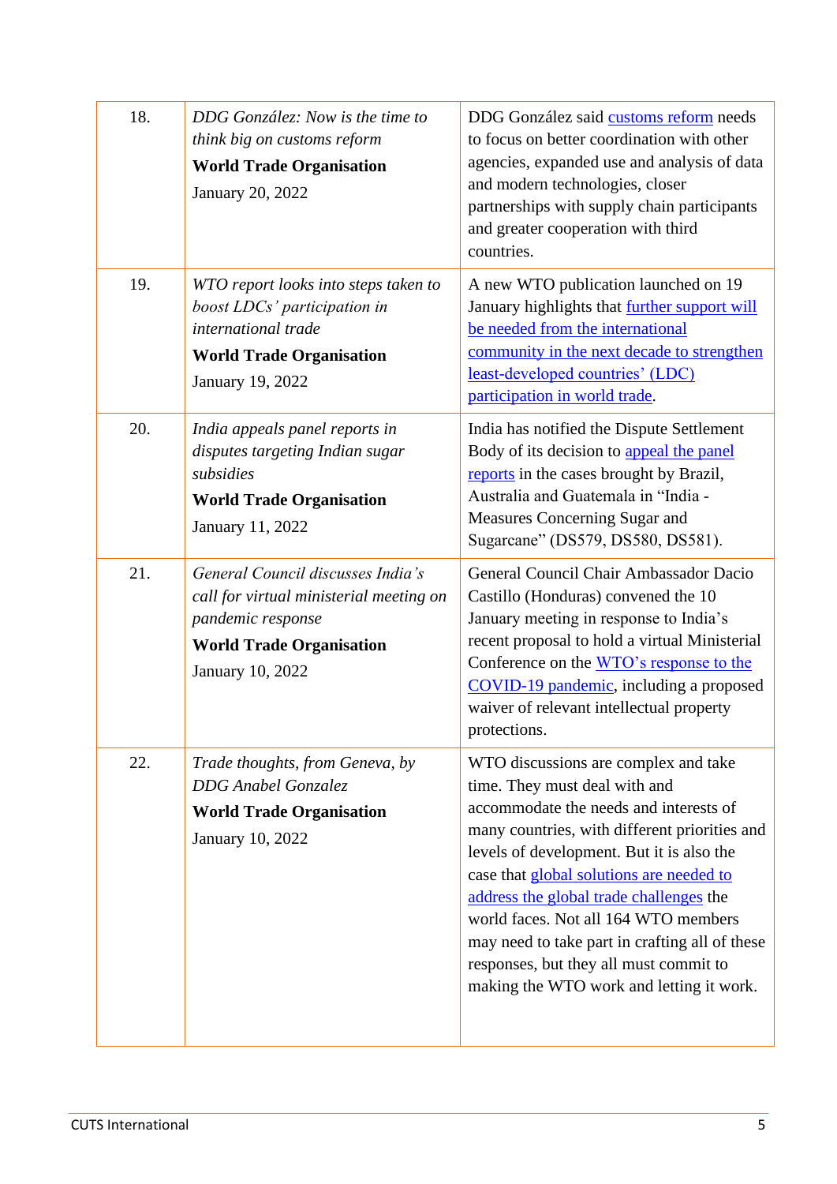| | | |
|---|---|---|
| 18. | *DDG González: Now is the time to think big on customs reform* **World Trade Organisation** January 20, 2022 | DDG González said customs reform needs to focus on better coordination with other agencies, expanded use and analysis of data and modern technologies, closer partnerships with supply chain participants and greater cooperation with third countries. |
| 19. | *WTO report looks into steps taken to boost LDCs' participation in international trade* **World Trade Organisation** January 19, 2022 | A new WTO publication launched on 19 January highlights that further support will be needed from the international community in the next decade to strengthen least-developed countries' (LDC) participation in world trade. |
| 20. | *India appeals panel reports in disputes targeting Indian sugar subsidies* **World Trade Organisation** January 11, 2022 | India has notified the Dispute Settlement Body of its decision to appeal the panel reports in the cases brought by Brazil, Australia and Guatemala in "India - Measures Concerning Sugar and Sugarcane" (DS579, DS580, DS581). |
| 21. | *General Council discusses India's call for virtual ministerial meeting on pandemic response* **World Trade Organisation** January 10, 2022 | General Council Chair Ambassador Dacio Castillo (Honduras) convened the 10 January meeting in response to India's recent proposal to hold a virtual Ministerial Conference on the WTO's response to the COVID-19 pandemic, including a proposed waiver of relevant intellectual property protections. |
| 22. | *Trade thoughts, from Geneva, by DDG Anabel Gonzalez* **World Trade Organisation** January 10, 2022 | WTO discussions are complex and take time. They must deal with and accommodate the needs and interests of many countries, with different priorities and levels of development. But it is also the case that global solutions are needed to address the global trade challenges the world faces. Not all 164 WTO members may need to take part in crafting all of these responses, but they all must commit to making the WTO work and letting it work. |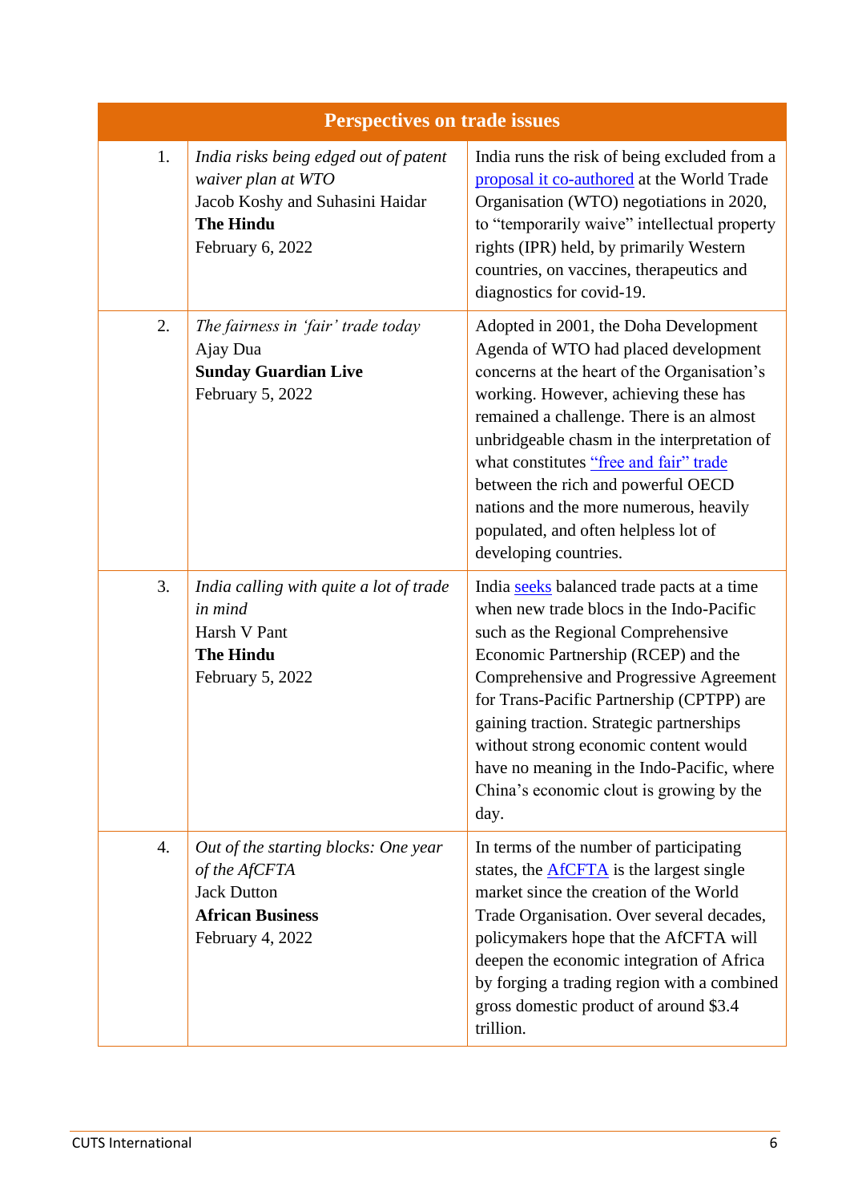| Perspectives on trade issues | | |
|---|---|---|
| 1. | *India risks being edged out of patent waiver plan at WTO*<br>Jacob Koshy and Suhasini Haidar<br>**The Hindu**<br>February 6, 2022 | India runs the risk of being excluded from a proposal it co-authored at the World Trade Organisation (WTO) negotiations in 2020, to "temporarily waive" intellectual property rights (IPR) held, by primarily Western countries, on vaccines, therapeutics and diagnostics for covid-19. |
| 2. | *The fairness in 'fair' trade today*<br>Ajay Dua<br>**Sunday Guardian Live**<br>February 5, 2022 | Adopted in 2001, the Doha Development Agenda of WTO had placed development concerns at the heart of the Organisation's working. However, achieving these has remained a challenge. There is an almost unbridgeable chasm in the interpretation of what constitutes "free and fair" trade between the rich and powerful OECD nations and the more numerous, heavily populated, and often helpless lot of developing countries. |
| 3. | *India calling with quite a lot of trade in mind*<br>Harsh V Pant<br>**The Hindu**<br>February 5, 2022 | India seeks balanced trade pacts at a time when new trade blocs in the Indo-Pacific such as the Regional Comprehensive Economic Partnership (RCEP) and the Comprehensive and Progressive Agreement for Trans-Pacific Partnership (CPTPP) are gaining traction. Strategic partnerships without strong economic content would have no meaning in the Indo-Pacific, where China's economic clout is growing by the day. |
| 4. | *Out of the starting blocks: One year of the AfCFTA*<br>Jack Dutton<br>**African Business**<br>February 4, 2022 | In terms of the number of participating states, the AfCFTA is the largest single market since the creation of the World Trade Organisation. Over several decades, policymakers hope that the AfCFTA will deepen the economic integration of Africa by forging a trading region with a combined gross domestic product of around $3.4 trillion. |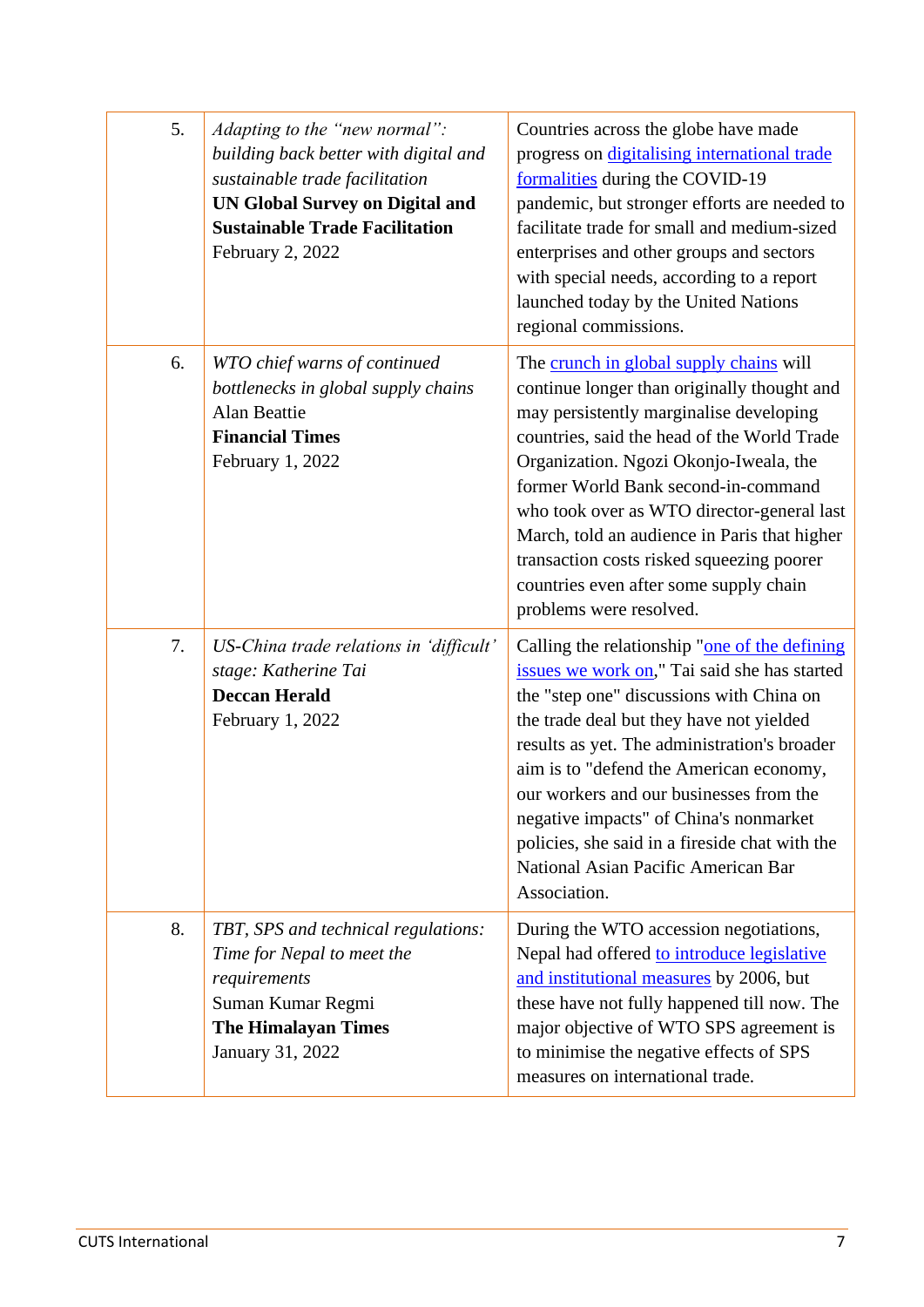| | | |
|---|---|---|
| 5. | *Adapting to the "new normal": building back better with digital and sustainable trade facilitation*<br>**UN Global Survey on Digital and Sustainable Trade Facilitation**<br>February 2, 2022 | Countries across the globe have made progress on digitalising international trade formalities during the COVID-19 pandemic, but stronger efforts are needed to facilitate trade for small and medium-sized enterprises and other groups and sectors with special needs, according to a report launched today by the United Nations regional commissions. |
| 6. | *WTO chief warns of continued bottlenecks in global supply chains*<br>Alan Beattie<br>**Financial Times**<br>February 1, 2022 | The crunch in global supply chains will continue longer than originally thought and may persistently marginalise developing countries, said the head of the World Trade Organization. Ngozi Okonjo-Iweala, the former World Bank second-in-command who took over as WTO director-general last March, told an audience in Paris that higher transaction costs risked squeezing poorer countries even after some supply chain problems were resolved. |
| 7. | *US-China trade relations in 'difficult' stage: Katherine Tai*<br>**Deccan Herald**<br>February 1, 2022 | Calling the relationship "one of the defining issues we work on," Tai said she has started the "step one" discussions with China on the trade deal but they have not yielded results as yet. The administration's broader aim is to "defend the American economy, our workers and our businesses from the negative impacts" of China's nonmarket policies, she said in a fireside chat with the National Asian Pacific American Bar Association. |
| 8. | *TBT, SPS and technical regulations: Time for Nepal to meet the requirements*<br>Suman Kumar Regmi<br>**The Himalayan Times**<br>January 31, 2022 | During the WTO accession negotiations, Nepal had offered to introduce legislative and institutional measures by 2006, but these have not fully happened till now. The major objective of WTO SPS agreement is to minimise the negative effects of SPS measures on international trade. |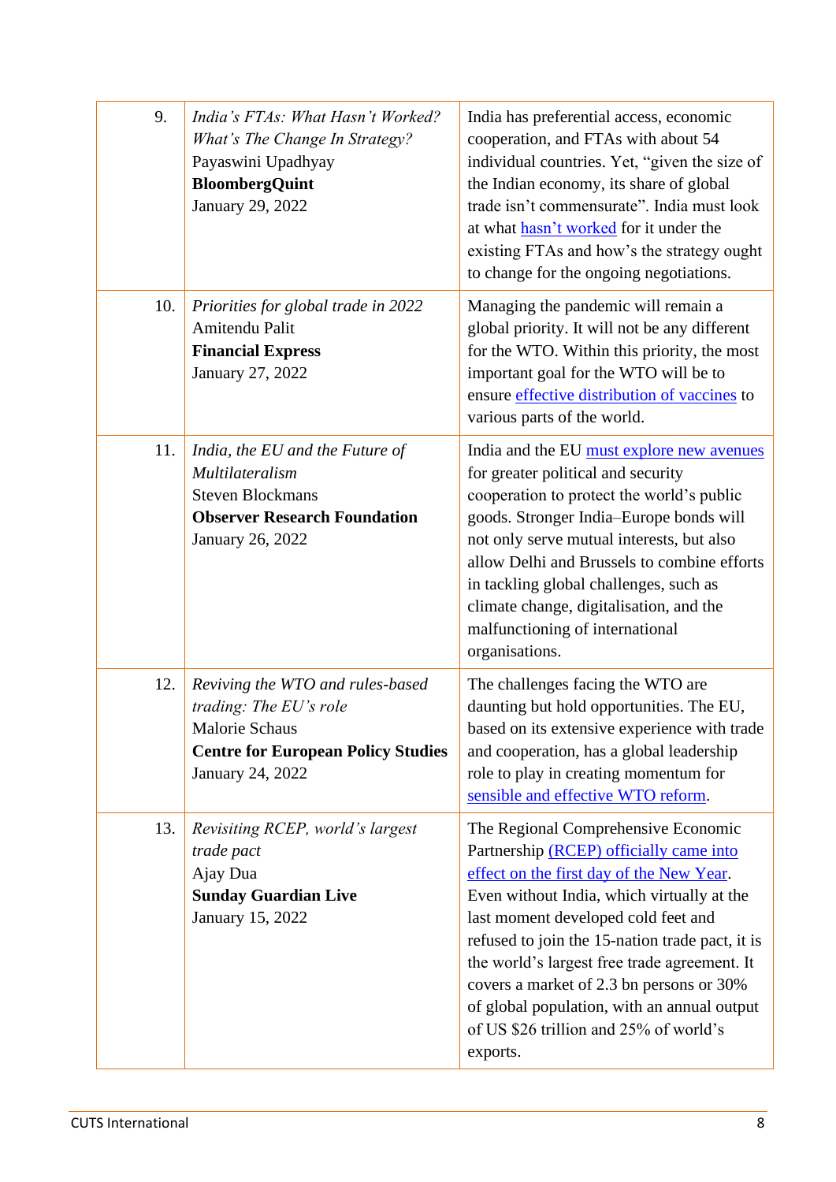| | | |
|---|---|---|
| 9. | *India's FTAs: What Hasn't Worked? What's The Change In Strategy?* Payaswini Upadhyay **BloombergQuint** January 29, 2022 | India has preferential access, economic cooperation, and FTAs with about 54 individual countries. Yet, "given the size of the Indian economy, its share of global trade isn't commensurate". India must look at what hasn't worked for it under the existing FTAs and how's the strategy ought to change for the ongoing negotiations. |
| 10. | *Priorities for global trade in 2022* Amitendu Palit **Financial Express** January 27, 2022 | Managing the pandemic will remain a global priority. It will not be any different for the WTO. Within this priority, the most important goal for the WTO will be to ensure effective distribution of vaccines to various parts of the world. |
| 11. | *India, the EU and the Future of Multilateralism* Steven Blockmans **Observer Research Foundation** January 26, 2022 | India and the EU must explore new avenues for greater political and security cooperation to protect the world's public goods. Stronger India–Europe bonds will not only serve mutual interests, but also allow Delhi and Brussels to combine efforts in tackling global challenges, such as climate change, digitalisation, and the malfunctioning of international organisations. |
| 12. | *Reviving the WTO and rules-based trading: The EU's role* Malorie Schaus **Centre for European Policy Studies** January 24, 2022 | The challenges facing the WTO are daunting but hold opportunities. The EU, based on its extensive experience with trade and cooperation, has a global leadership role to play in creating momentum for sensible and effective WTO reform. |
| 13. | *Revisiting RCEP, world's largest trade pact* Ajay Dua **Sunday Guardian Live** January 15, 2022 | The Regional Comprehensive Economic Partnership (RCEP) officially came into effect on the first day of the New Year. Even without India, which virtually at the last moment developed cold feet and refused to join the 15-nation trade pact, it is the world's largest free trade agreement. It covers a market of 2.3 bn persons or 30% of global population, with an annual output of US $26 trillion and 25% of world's exports. |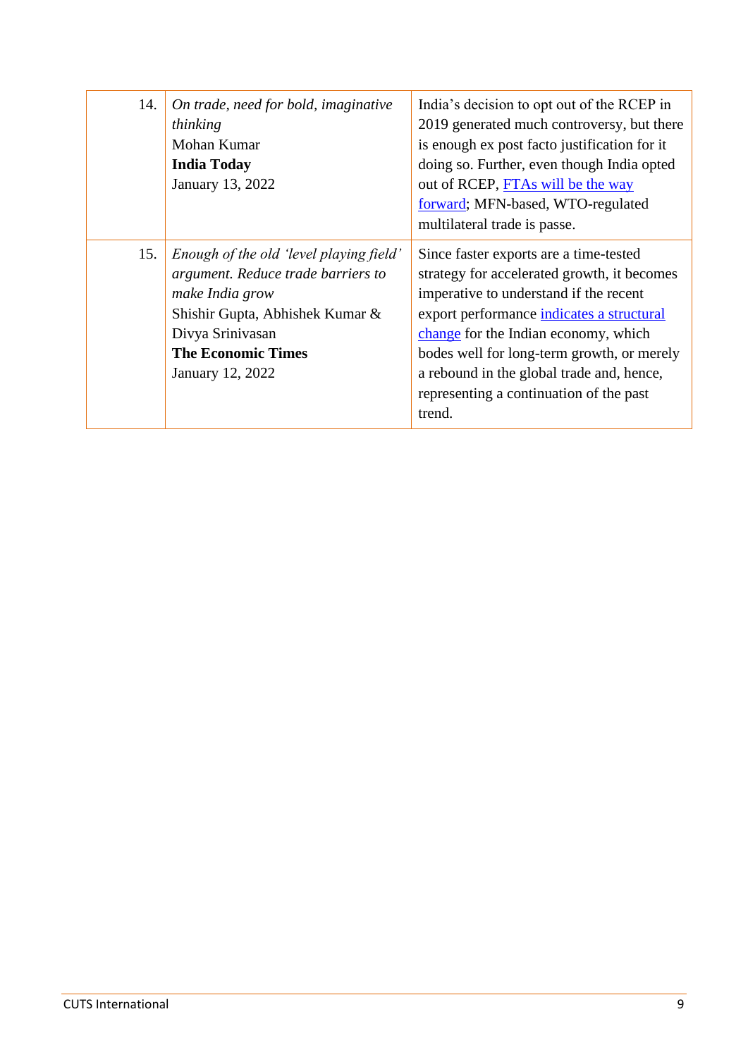| | | |
|---|---|---|
| 14. | *On trade, need for bold, imaginative thinking*<br>Mohan Kumar<br>**India Today**<br>January 13, 2022 | India's decision to opt out of the RCEP in 2019 generated much controversy, but there is enough ex post facto justification for it doing so. Further, even though India opted out of RCEP, FTAs will be the way forward; MFN-based, WTO-regulated multilateral trade is passe. |
| 15. | *Enough of the old 'level playing field' argument. Reduce trade barriers to make India grow*<br>Shishir Gupta, Abhishek Kumar & Divya Srinivasan<br>**The Economic Times**<br>January 12, 2022 | Since faster exports are a time-tested strategy for accelerated growth, it becomes imperative to understand if the recent export performance indicates a structural change for the Indian economy, which bodes well for long-term growth, or merely a rebound in the global trade and, hence, representing a continuation of the past trend. |